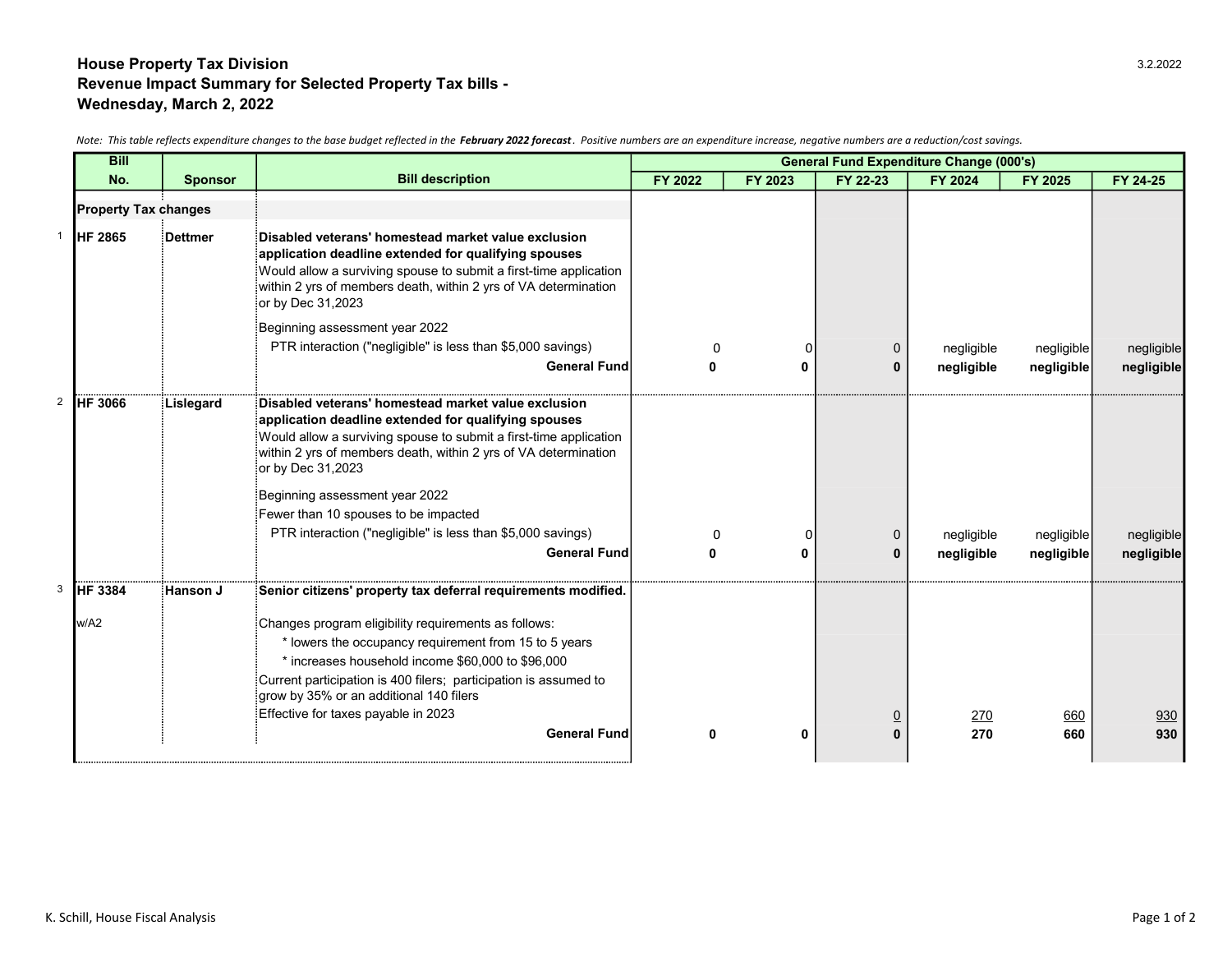# House Property Tax Division
## Revenue Impact Summary for Selected Property Tax bills - Wednesday, March 2, 2022

*Note: This table reflects expenditure changes to the base budget reflected in the **February 2022 forecast**. Positive numbers are an expenditure increase, negative numbers are a reduction/cost savings.*

| | Bill No. | Sponsor | Bill description | General Fund Expenditure Change (000's) | | | | | |
|---|---|---|---|---|---|---|---|---|---|
| | | | | FY 2022 | FY 2023 | FY 22-23 | FY 2024 | FY 2025 | FY 24-25 |
| | **Property Tax changes** | | | | | | | | |
| 1 | **HF 2865** | **Dettmer** | **Disabled veterans' homestead market value exclusion application deadline extended for qualifying spouses** Would allow a surviving spouse to submit a first-time application within 2 yrs of members death, within 2 yrs of VA determination or by Dec 31,2023 | | | | | | |
| | | | Beginning assessment year 2022 | | | | | | |
| | | | PTR interaction ("negligible" is less than $5,000 savings) | 0 | 0 | 0 | negligible | negligible | negligible |
| | | | **General Fund** | **0** | **0** | **0** | **negligible** | **negligible** | **negligible** |
| 2 | **HF 3066** | **Lislegard** | **Disabled veterans' homestead market value exclusion application deadline extended for qualifying spouses** Would allow a surviving spouse to submit a first-time application within 2 yrs of members death, within 2 yrs of VA determination or by Dec 31,2023 | | | | | | |
| | | | Beginning assessment year 2022 | | | | | | |
| | | | Fewer than 10 spouses to be impacted | | | | | | |
| | | | PTR interaction ("negligible" is less than $5,000 savings) | 0 | 0 | 0 | negligible | negligible | negligible |
| | | | **General Fund** | **0** | **0** | **0** | **negligible** | **negligible** | **negligible** |
| 3 | **HF 3384** | **Hanson J** | **Senior citizens' property tax deferral requirements modified.** | | | | | | |
| | w/A2 | | Changes program eligibility requirements as follows: | | | | | | |
| | | | * lowers the occupancy requirement from 15 to 5 years | | | | | | |
| | | | * increases household income $60,000 to $96,000 | | | | | | |
| | | | Current participation is 400 filers; participation is assumed to grow by 35% or an additional 140 filers | | | | | | |
| | | | Effective for taxes payable in 2023 | | | 0 | 270 | 660 | 930 |
| | | | **General Fund** | **0** | **0** | **0** | **270** | **660** | **930** |

K. Schill, House Fiscal Analysis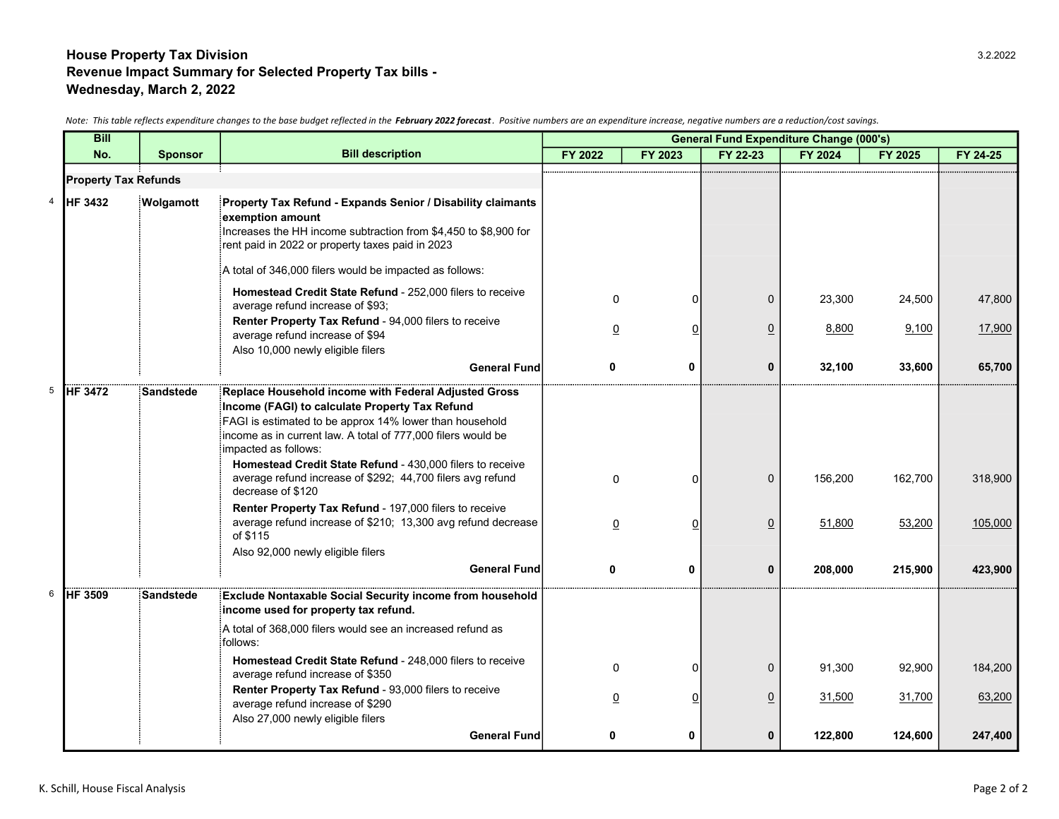**House Property Tax Division**
**Revenue Impact Summary for Selected Property Tax bills -**
**Wednesday, March 2, 2022**

3.2.2022

*Note: This table reflects expenditure changes to the base budget reflected in the* ***February 2022 forecast***. *Positive numbers are an expenditure increase, negative numbers are a reduction/cost savings.*

| | Bill No. | Sponsor | Bill description | General Fund Expenditure Change (000's) | | | | | |
|---|---|---|---|---|---|---|---|---|---|
| | | | | FY 2022 | FY 2023 | FY 22-23 | FY 2024 | FY 2025 | FY 24-25 |
| | **Property Tax Refunds** | | | | | | | | |
| 4 | **HF 3432** | **Wolgamott** | **Property Tax Refund - Expands Senior / Disability claimants exemption amount** Increases the HH income subtraction from $4,450 to $8,900 for rent paid in 2022 or property taxes paid in 2023. A total of 346,000 filers would be impacted as follows: | | | | | | |
| | | | **Homestead Credit State Refund** - 252,000 filers to receive average refund increase of $93; | 0 | 0 | 0 | 23,300 | 24,500 | 47,800 |
| | | | **Renter Property Tax Refund** - 94,000 filers to receive average refund increase of $94. Also 10,000 newly eligible filers | 0 | 0 | 0 | 8,800 | 9,100 | 17,900 |
| | | | **General Fund** | **0** | **0** | **0** | **32,100** | **33,600** | **65,700** |
| 5 | **HF 3472** | **Sandstede** | **Replace Household income with Federal Adjusted Gross Income (FAGI) to calculate Property Tax Refund** FAGI is estimated to be approx 14% lower than household income as in current law. A total of 777,000 filers would be impacted as follows: | | | | | | |
| | | | **Homestead Credit State Refund** - 430,000 filers to receive average refund increase of $292; 44,700 filers avg refund decrease of $120 | 0 | 0 | 0 | 156,200 | 162,700 | 318,900 |
| | | | **Renter Property Tax Refund** - 197,000 filers to receive average refund increase of $210; 13,300 avg refund decrease of $115. Also 92,000 newly eligible filers | 0 | 0 | 0 | 51,800 | 53,200 | 105,000 |
| | | | **General Fund** | **0** | **0** | **0** | **208,000** | **215,900** | **423,900** |
| 6 | **HF 3509** | **Sandstede** | **Exclude Nontaxable Social Security income from household income used for property tax refund.** A total of 368,000 filers would see an increased refund as follows: | | | | | | |
| | | | **Homestead Credit State Refund** - 248,000 filers to receive average refund increase of $350 | 0 | 0 | 0 | 91,300 | 92,900 | 184,200 |
| | | | **Renter Property Tax Refund** - 93,000 filers to receive average refund increase of $290. Also 27,000 newly eligible filers | 0 | 0 | 0 | 31,500 | 31,700 | 63,200 |
| | | | **General Fund** | **0** | **0** | **0** | **122,800** | **124,600** | **247,400** |

K. Schill, House Fiscal Analysis